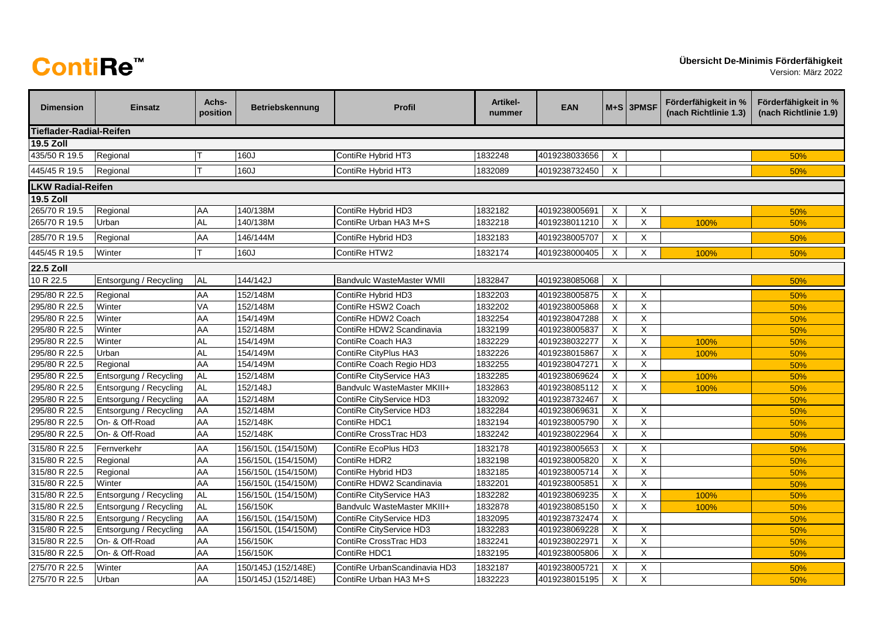**ContiRe™**

**Übersicht De-Minimis Förderfähigkeit**

Version: März 2022

| Dimension | Einsatz | Achs-position | Betriebskennung | Profil | Artikel-nummer | EAN | M+S | 3PMSF | Förderfähigkeit in % (nach Richtlinie 1.3) | Förderfähigkeit in % (nach Richtlinie 1.9) |
|---|---|---|---|---|---|---|---|---|---|---|
| **Tieflader-Radial-Reifen** | | | | | | | | | | |
| **19.5 Zoll** | | | | | | | | | | |
| 435/50 R 19.5 | Regional | T | 160J | ContiRe Hybrid HT3 | 1832248 | 4019238033656 | X | | | 50% |
| 445/45 R 19.5 | Regional | T | 160J | ContiRe Hybrid HT3 | 1832089 | 4019238732450 | X | | | 50% |
| **LKW Radial-Reifen** | | | | | | | | | | |
| **19.5 Zoll** | | | | | | | | | | |
| 265/70 R 19.5 | Regional | AA | 140/138M | ContiRe Hybrid HD3 | 1832182 | 4019238005691 | X | X | | 50% |
| 265/70 R 19.5 | Urban | AL | 140/138M | ContiRe Urban HA3 M+S | 1832218 | 4019238011210 | X | X | 100% | 50% |
| 285/70 R 19.5 | Regional | AA | 146/144M | ContiRe Hybrid HD3 | 1832183 | 4019238005707 | X | X | | 50% |
| 445/45 R 19.5 | Winter | T | 160J | ContiRe HTW2 | 1832174 | 4019238000405 | X | X | 100% | 50% |
| **22.5 Zoll** | | | | | | | | | | |
| 10 R 22.5 | Entsorgung / Recycling | AL | 144/142J | Bandvulc WasteMaster WMII | 1832847 | 4019238085068 | X | | | 50% |
| 295/80 R 22.5 | Regional | AA | 152/148M | ContiRe Hybrid HD3 | 1832203 | 4019238005875 | X | X | | 50% |
| 295/80 R 22.5 | Winter | VA | 152/148M | ContiRe HSW2 Coach | 1832202 | 4019238005868 | X | X | | 50% |
| 295/80 R 22.5 | Winter | AA | 154/149M | ContiRe HDW2 Coach | 1832254 | 4019238047288 | X | X | | 50% |
| 295/80 R 22.5 | Winter | AA | 152/148M | ContiRe HDW2 Scandinavia | 1832199 | 4019238005837 | X | X | | 50% |
| 295/80 R 22.5 | Winter | AL | 154/149M | ContiRe Coach HA3 | 1832229 | 4019238032277 | X | X | 100% | 50% |
| 295/80 R 22.5 | Urban | AL | 154/149M | ContiRe CityPlus HA3 | 1832226 | 4019238015867 | X | X | 100% | 50% |
| 295/80 R 22.5 | Regional | AA | 154/149M | ContiRe Coach Regio HD3 | 1832255 | 4019238047271 | X | X | | 50% |
| 295/80 R 22.5 | Entsorgung / Recycling | AL | 152/148M | ContiRe CityService HA3 | 1832285 | 4019238069624 | X | X | 100% | 50% |
| 295/80 R 22.5 | Entsorgung / Recycling | AL | 152/148J | Bandvulc WasteMaster MKIII+ | 1832863 | 4019238085112 | X | X | 100% | 50% |
| 295/80 R 22.5 | Entsorgung / Recycling | AA | 152/148M | ContiRe CityService HD3 | 1832092 | 4019238732467 | X | | | 50% |
| 295/80 R 22.5 | Entsorgung / Recycling | AA | 152/148M | ContiRe CityService HD3 | 1832284 | 4019238069631 | X | X | | 50% |
| 295/80 R 22.5 | On- & Off-Road | AA | 152/148K | ContiRe HDC1 | 1832194 | 4019238005790 | X | X | | 50% |
| 295/80 R 22.5 | On- & Off-Road | AA | 152/148K | ContiRe CrossTrac HD3 | 1832242 | 4019238022964 | X | X | | 50% |
| 315/80 R 22.5 | Fernverkehr | AA | 156/150L (154/150M) | ContiRe EcoPlus HD3 | 1832178 | 4019238005653 | X | X | | 50% |
| 315/80 R 22.5 | Regional | AA | 156/150L (154/150M) | ContiRe HDR2 | 1832198 | 4019238005820 | X | X | | 50% |
| 315/80 R 22.5 | Regional | AA | 156/150L (154/150M) | ContiRe Hybrid HD3 | 1832185 | 4019238005714 | X | X | | 50% |
| 315/80 R 22.5 | Winter | AA | 156/150L (154/150M) | ContiRe HDW2 Scandinavia | 1832201 | 4019238005851 | X | X | | 50% |
| 315/80 R 22.5 | Entsorgung / Recycling | AL | 156/150L (154/150M) | ContiRe CityService HA3 | 1832282 | 4019238069235 | X | X | 100% | 50% |
| 315/80 R 22.5 | Entsorgung / Recycling | AL | 156/150K | Bandvulc WasteMaster MKIII+ | 1832878 | 4019238085150 | X | X | 100% | 50% |
| 315/80 R 22.5 | Entsorgung / Recycling | AA | 156/150L (154/150M) | ContiRe CityService HD3 | 1832095 | 4019238732474 | X | | | 50% |
| 315/80 R 22.5 | Entsorgung / Recycling | AA | 156/150L (154/150M) | ContiRe CityService HD3 | 1832283 | 4019238069228 | X | X | | 50% |
| 315/80 R 22.5 | On- & Off-Road | AA | 156/150K | ContiRe CrossTrac HD3 | 1832241 | 4019238022971 | X | X | | 50% |
| 315/80 R 22.5 | On- & Off-Road | AA | 156/150K | ContiRe HDC1 | 1832195 | 4019238005806 | X | X | | 50% |
| 275/70 R 22.5 | Winter | AA | 150/145J (152/148E) | ContiRe UrbanScandinavia HD3 | 1832187 | 4019238005721 | X | X | | 50% |
| 275/70 R 22.5 | Urban | AA | 150/145J (152/148E) | ContiRe Urban HA3 M+S | 1832223 | 4019238015195 | X | X | | 50% |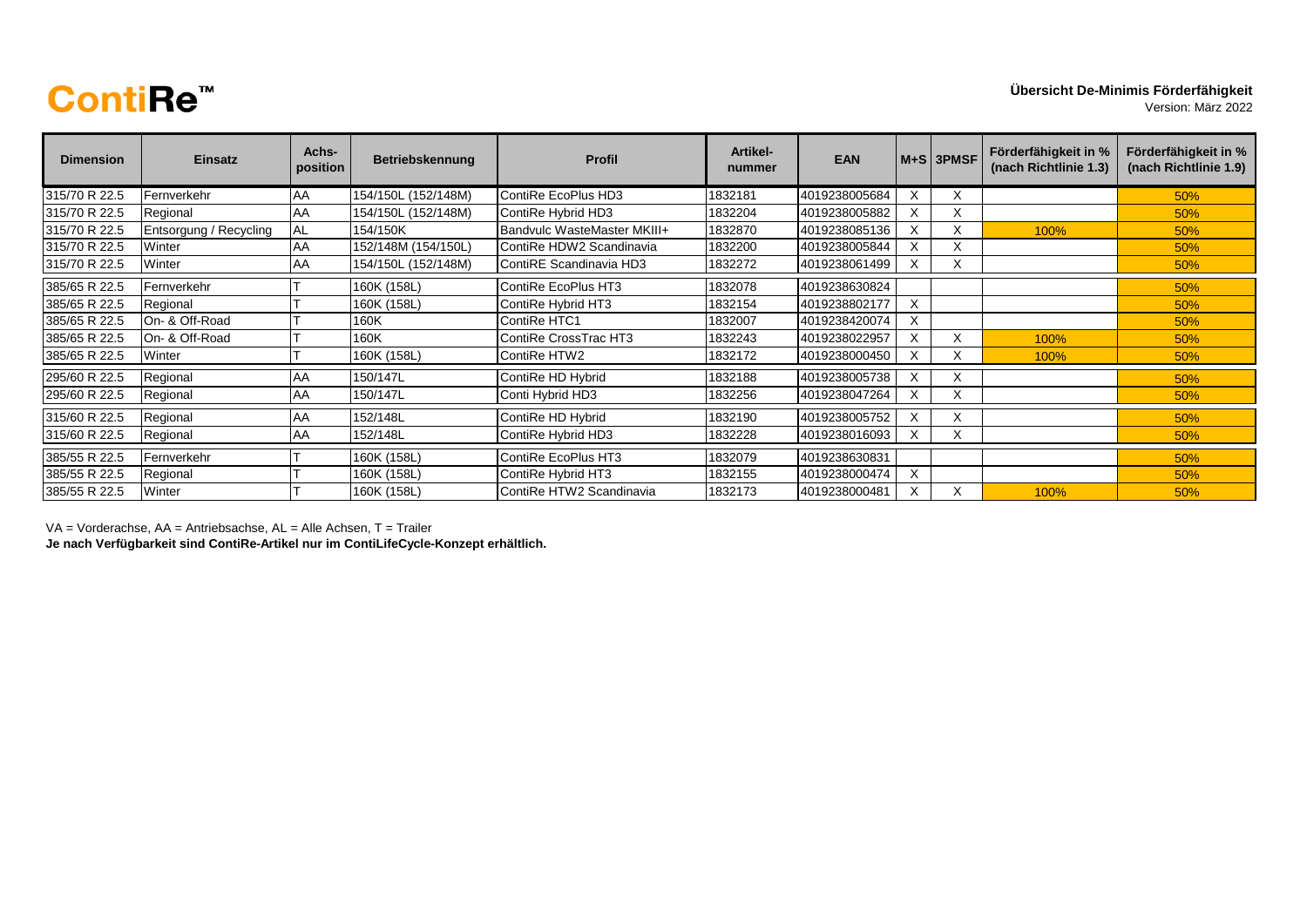ContiRe™

**Übersicht De-Minimis Förderfähigkeit**

Version: März 2022

| Dimension | Einsatz | Achs-position | Betriebskennung | Profil | Artikel-nummer | EAN | M+S | 3PMSF | Förderfähigkeit in % (nach Richtlinie 1.3) | Förderfähigkeit in % (nach Richtlinie 1.9) |
|---|---|---|---|---|---|---|---|---|---|---|
| 315/70 R 22.5 | Fernverkehr | AA | 154/150L (152/148M) | ContiRe EcoPlus HD3 | 1832181 | 4019238005684 | X | X | | 50% |
| 315/70 R 22.5 | Regional | AA | 154/150L (152/148M) | ContiRe Hybrid HD3 | 1832204 | 4019238005882 | X | X | | 50% |
| 315/70 R 22.5 | Entsorgung / Recycling | AL | 154/150K | Bandvulc WasteMaster MKIII+ | 1832870 | 4019238085136 | X | X | 100% | 50% |
| 315/70 R 22.5 | Winter | AA | 152/148M (154/150L) | ContiRe HDW2 Scandinavia | 1832200 | 4019238005844 | X | X | | 50% |
| 315/70 R 22.5 | Winter | AA | 154/150L (152/148M) | ContiRE Scandinavia HD3 | 1832272 | 4019238061499 | X | X | | 50% |
| 385/65 R 22.5 | Fernverkehr | T | 160K (158L) | ContiRe EcoPlus HT3 | 1832078 | 4019238630824 | | | | 50% |
| 385/65 R 22.5 | Regional | T | 160K (158L) | ContiRe Hybrid HT3 | 1832154 | 4019238802177 | X | | | 50% |
| 385/65 R 22.5 | On- & Off-Road | T | 160K | ContiRe HTC1 | 1832007 | 4019238420074 | X | | | 50% |
| 385/65 R 22.5 | On- & Off-Road | T | 160K | ContiRe CrossTrac HT3 | 1832243 | 4019238022957 | X | X | 100% | 50% |
| 385/65 R 22.5 | Winter | T | 160K (158L) | ContiRe HTW2 | 1832172 | 4019238000450 | X | X | 100% | 50% |
| 295/60 R 22.5 | Regional | AA | 150/147L | ContiRe HD Hybrid | 1832188 | 4019238005738 | X | X | | 50% |
| 295/60 R 22.5 | Regional | AA | 150/147L | Conti Hybrid HD3 | 1832256 | 4019238047264 | X | X | | 50% |
| 315/60 R 22.5 | Regional | AA | 152/148L | ContiRe HD Hybrid | 1832190 | 4019238005752 | X | X | | 50% |
| 315/60 R 22.5 | Regional | AA | 152/148L | ContiRe Hybrid HD3 | 1832228 | 4019238016093 | X | X | | 50% |
| 385/55 R 22.5 | Fernverkehr | T | 160K (158L) | ContiRe EcoPlus HT3 | 1832079 | 4019238630831 | | | | 50% |
| 385/55 R 22.5 | Regional | T | 160K (158L) | ContiRe Hybrid HT3 | 1832155 | 4019238000474 | X | | | 50% |
| 385/55 R 22.5 | Winter | T | 160K (158L) | ContiRe HTW2 Scandinavia | 1832173 | 4019238000481 | X | X | 100% | 50% |

VA = Vorderachse, AA = Antriebsachse, AL = Alle Achsen, T = Trailer

**Je nach Verfügbarkeit sind ContiRe-Artikel nur im ContiLifeCycle-Konzept erhältlich.**